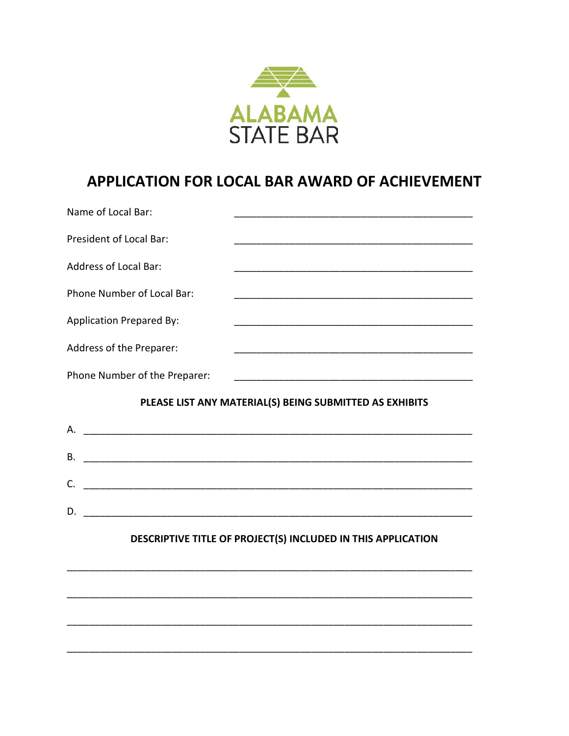ALABAMA
STATE BAR

# APPLICATION FOR LOCAL BAR AWARD OF ACHIEVEMENT

Name of Local Bar: ____________________________________________

President of Local Bar: ____________________________________________

Address of Local Bar: ____________________________________________

Phone Number of Local Bar: ____________________________________________

Application Prepared By: ____________________________________________

Address of the Preparer: ____________________________________________

Phone Number of the Preparer: ____________________________________________

**PLEASE LIST ANY MATERIAL(S) BEING SUBMITTED AS EXHIBITS**

A. ________________________________________________________________________

B. ________________________________________________________________________

C. ________________________________________________________________________

D. ________________________________________________________________________

**DESCRIPTIVE TITLE OF PROJECT(S) INCLUDED IN THIS APPLICATION**

___________________________________________________________________________

___________________________________________________________________________

___________________________________________________________________________

___________________________________________________________________________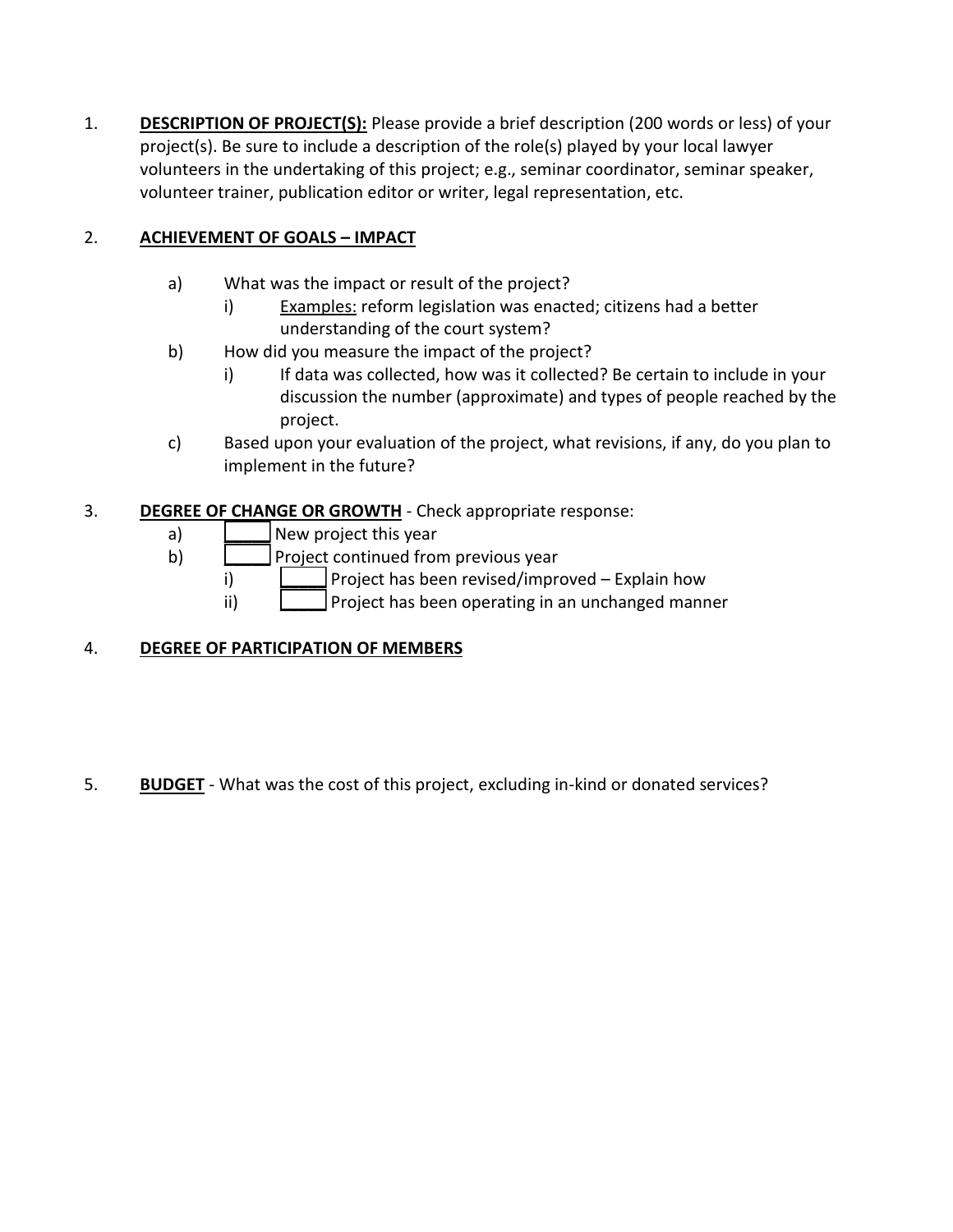1. **DESCRIPTION OF PROJECT(S):** Please provide a brief description (200 words or less) of your project(s). Be sure to include a description of the role(s) played by your local lawyer volunteers in the undertaking of this project; e.g., seminar coordinator, seminar speaker, volunteer trainer, publication editor or writer, legal representation, etc.

2. **ACHIEVEMENT OF GOALS – IMPACT**

   a) What was the impact or result of the project?
      i) Examples: reform legislation was enacted; citizens had a better understanding of the court system?

   b) How did you measure the impact of the project?
      i) If data was collected, how was it collected? Be certain to include in your discussion the number (approximate) and types of people reached by the project.

   c) Based upon your evaluation of the project, what revisions, if any, do you plan to implement in the future?

3. **DEGREE OF CHANGE OR GROWTH** - Check appropriate response:

   a) _____ New project this year

   b) _____ Project continued from previous year
      i) _____ Project has been revised/improved – Explain how
      ii) _____ Project has been operating in an unchanged manner

4. **DEGREE OF PARTICIPATION OF MEMBERS**

5. **BUDGET** - What was the cost of this project, excluding in-kind or donated services?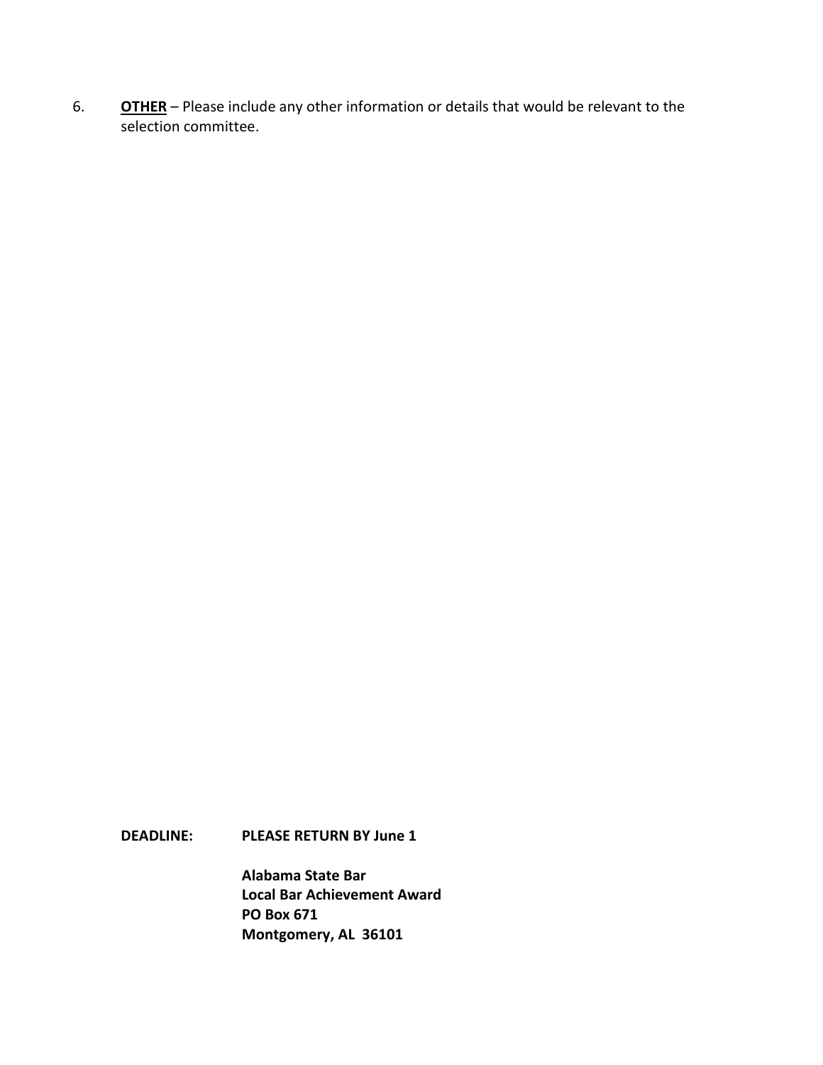6. **OTHER** – Please include any other information or details that would be relevant to the selection committee.

**DEADLINE:** **PLEASE RETURN BY June 1**

**Alabama State Bar**
**Local Bar Achievement Award**
**PO Box 671**
**Montgomery, AL 36101**